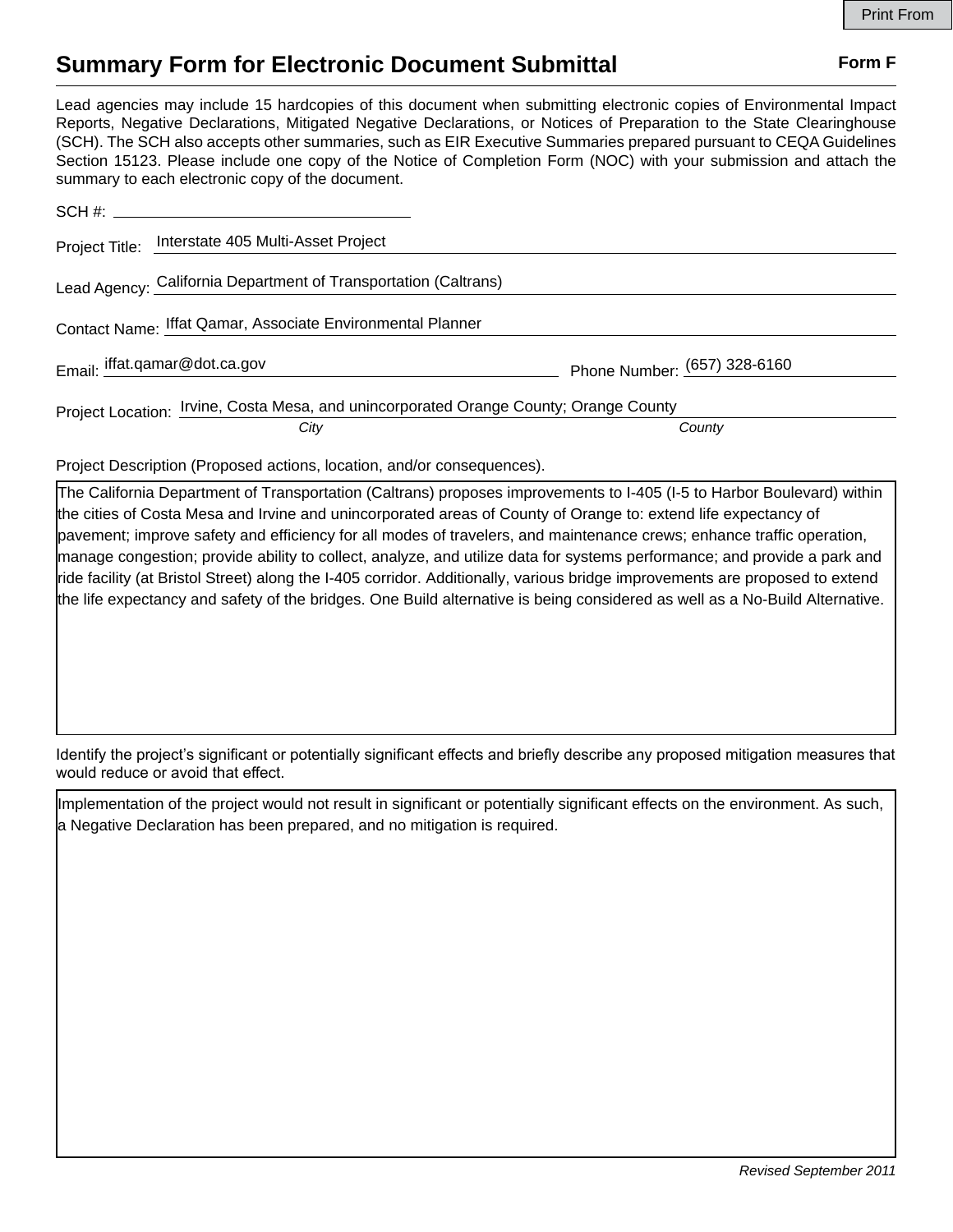Print From

# Summary Form for Electronic Document Submittal

**Form F**

Lead agencies may include 15 hardcopies of this document when submitting electronic copies of Environmental Impact Reports, Negative Declarations, Mitigated Negative Declarations, or Notices of Preparation to the State Clearinghouse (SCH). The SCH also accepts other summaries, such as EIR Executive Summaries prepared pursuant to CEQA Guidelines Section 15123. Please include one copy of the Notice of Completion Form (NOC) with your submission and attach the summary to each electronic copy of the document.

SCH #: ____________________

Project Title: Interstate 405 Multi-Asset Project

Lead Agency: California Department of Transportation (Caltrans)

Contact Name: Iffat Qamar, Associate Environmental Planner

Email: iffat.qamar@dot.ca.gov     Phone Number: (657) 328-6160

Project Location: Irvine, Costa Mesa, and unincorporated Orange County; Orange County
*City* *County*

Project Description (Proposed actions, location, and/or consequences).

The California Department of Transportation (Caltrans) proposes improvements to I-405 (I-5 to Harbor Boulevard) within the cities of Costa Mesa and Irvine and unincorporated areas of County of Orange to: extend life expectancy of pavement; improve safety and efficiency for all modes of travelers, and maintenance crews; enhance traffic operation, manage congestion; provide ability to collect, analyze, and utilize data for systems performance; and provide a park and ride facility (at Bristol Street) along the I-405 corridor. Additionally, various bridge improvements are proposed to extend the life expectancy and safety of the bridges. One Build alternative is being considered as well as a No-Build Alternative.

Identify the project's significant or potentially significant effects and briefly describe any proposed mitigation measures that would reduce or avoid that effect.

Implementation of the project would not result in significant or potentially significant effects on the environment. As such, a Negative Declaration has been prepared, and no mitigation is required.

*Revised September 2011*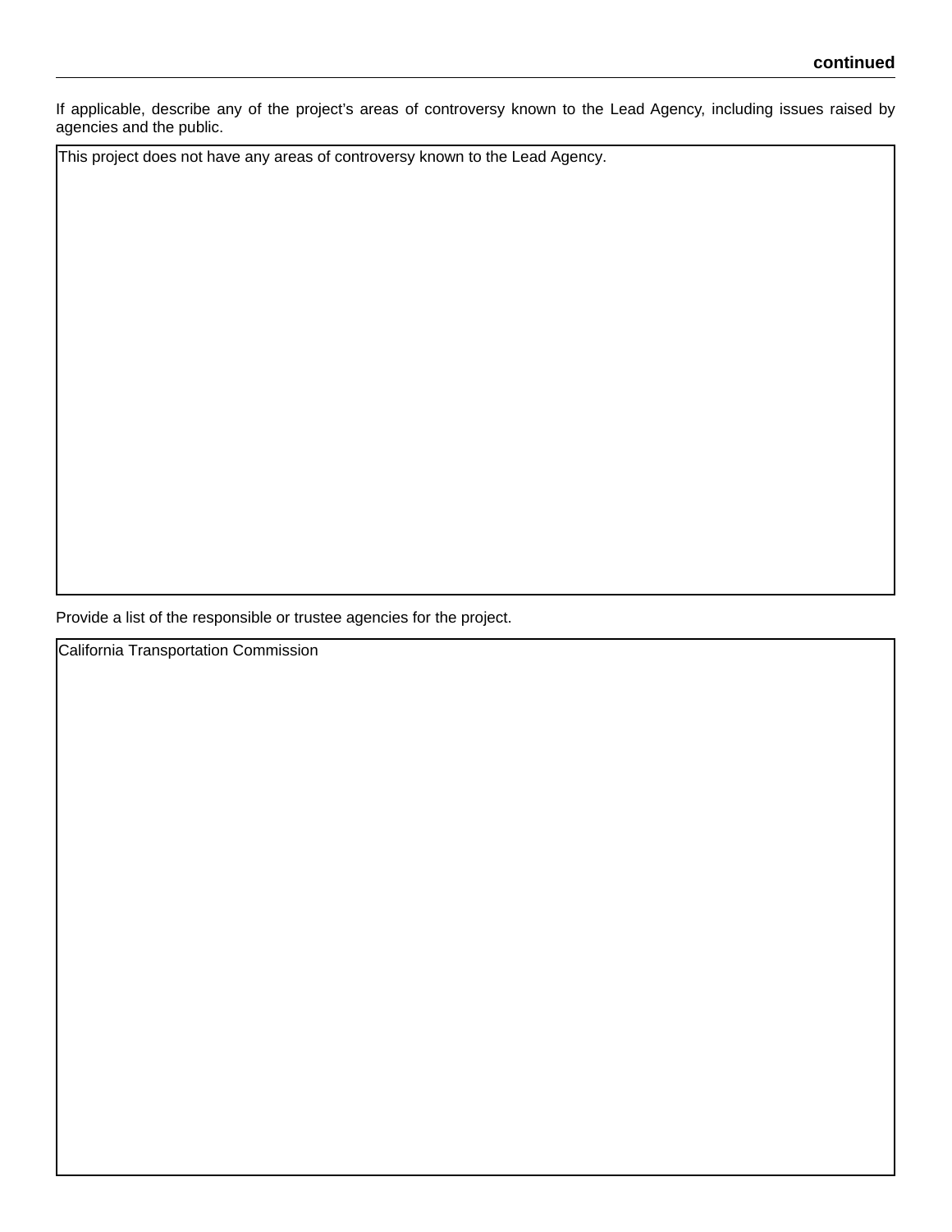**continued**

If applicable, describe any of the project's areas of controversy known to the Lead Agency, including issues raised by agencies and the public.

This project does not have any areas of controversy known to the Lead Agency.

Provide a list of the responsible or trustee agencies for the project.

California Transportation Commission